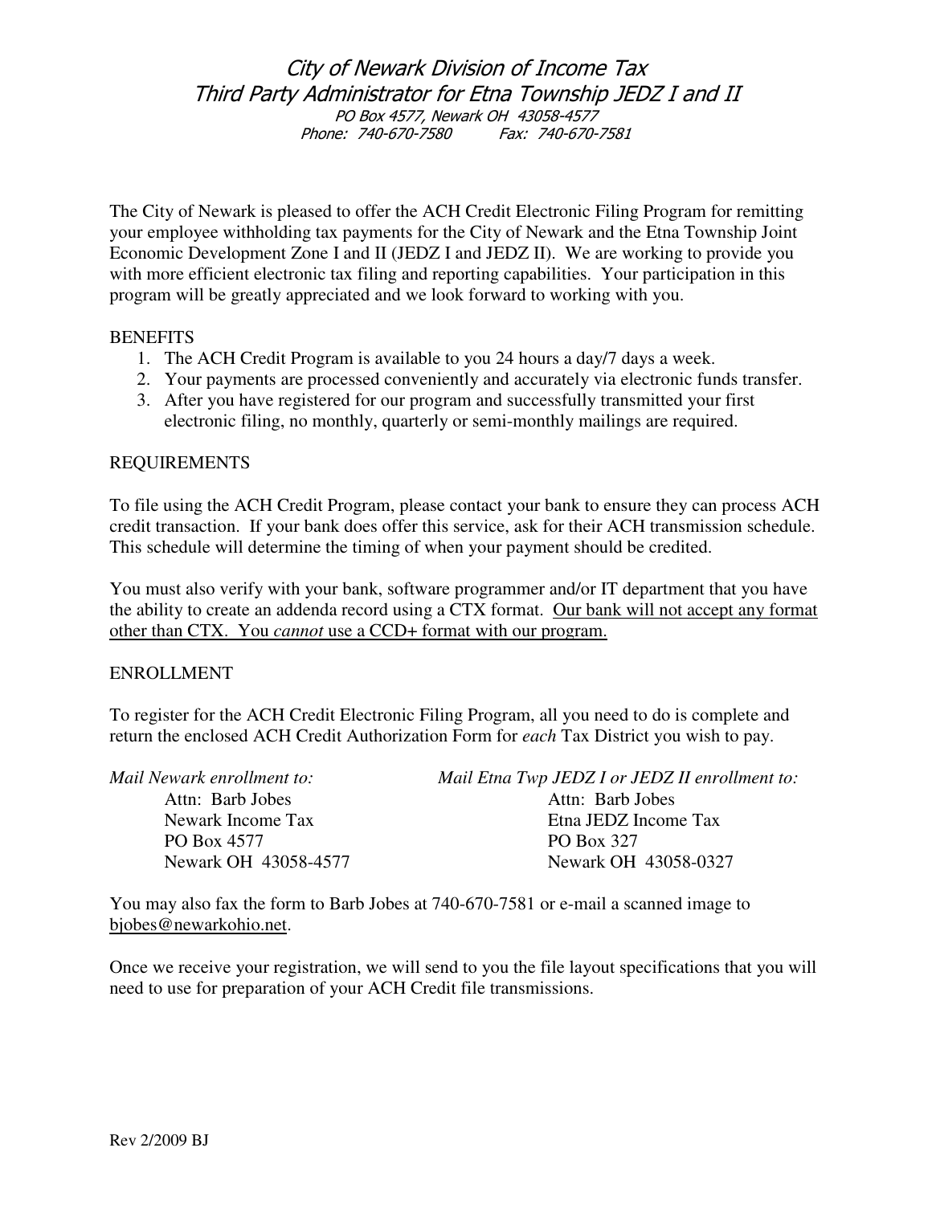# *City of Newark Division of Income Tax*
## *Third Party Administrator for Etna Township JEDZ I and II*

*PO Box 4577, Newark OH 43058-4577*
*Phone: 740-670-7580 Fax: 740-670-7581*

The City of Newark is pleased to offer the ACH Credit Electronic Filing Program for remitting your employee withholding tax payments for the City of Newark and the Etna Township Joint Economic Development Zone I and II (JEDZ I and JEDZ II). We are working to provide you with more efficient electronic tax filing and reporting capabilities. Your participation in this program will be greatly appreciated and we look forward to working with you.

BENEFITS

1. The ACH Credit Program is available to you 24 hours a day/7 days a week.
2. Your payments are processed conveniently and accurately via electronic funds transfer.
3. After you have registered for our program and successfully transmitted your first electronic filing, no monthly, quarterly or semi-monthly mailings are required.

REQUIREMENTS

To file using the ACH Credit Program, please contact your bank to ensure they can process ACH credit transaction. If your bank does offer this service, ask for their ACH transmission schedule. This schedule will determine the timing of when your payment should be credited.

You must also verify with your bank, software programmer and/or IT department that you have the ability to create an addenda record using a CTX format. <u>Our bank will not accept any format other than CTX. You *cannot* use a CCD+ format with our program.</u>

ENROLLMENT

To register for the ACH Credit Electronic Filing Program, all you need to do is complete and return the enclosed ACH Credit Authorization Form for *each* Tax District you wish to pay.

*Mail Newark enrollment to:*
Attn: Barb Jobes
Newark Income Tax
PO Box 4577
Newark OH 43058-4577

*Mail Etna Twp JEDZ I or JEDZ II enrollment to:*
Attn: Barb Jobes
Etna JEDZ Income Tax
PO Box 327
Newark OH 43058-0327

You may also fax the form to Barb Jobes at 740-670-7581 or e-mail a scanned image to bjobes@newarkohio.net.

Once we receive your registration, we will send to you the file layout specifications that you will need to use for preparation of your ACH Credit file transmissions.

Rev 2/2009 BJ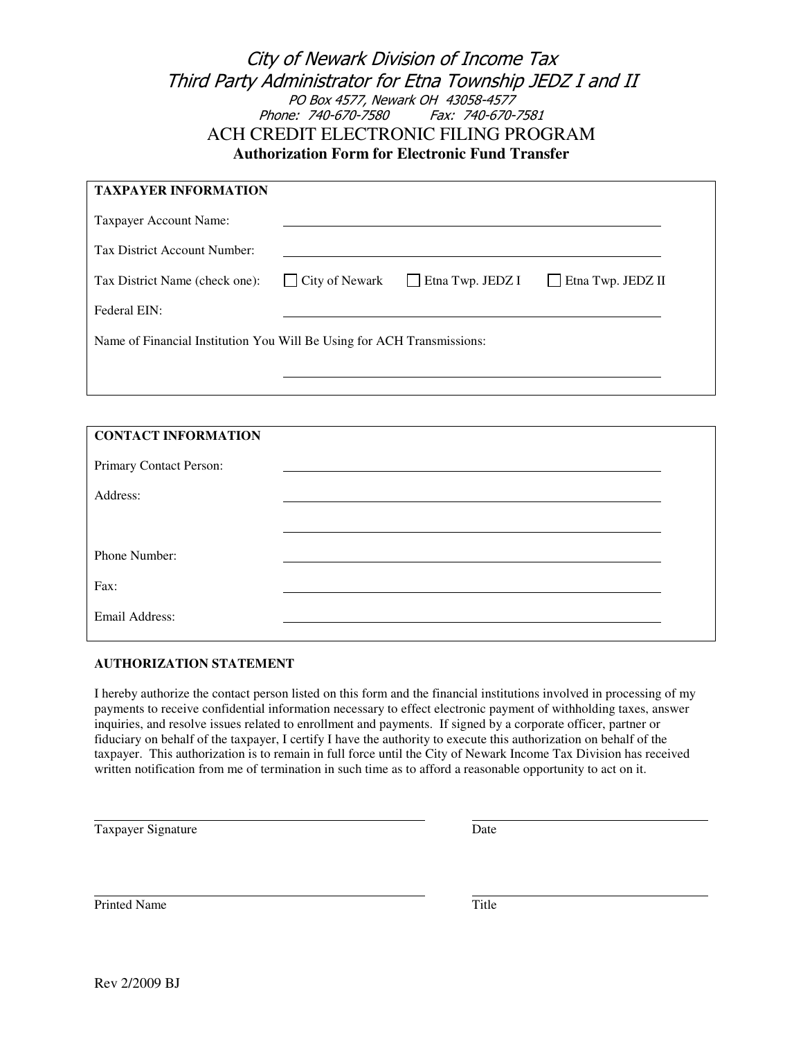# City of Newark Division of Income Tax

## Third Party Administrator for Etna Township JEDZ I and II

PO Box 4577, Newark OH 43058-4577

Phone: 740-670-7580 Fax: 740-670-7581

## ACH CREDIT ELECTRONIC FILING PROGRAM

**Authorization Form for Electronic Fund Transfer**

**TAXPAYER INFORMATION**

Taxpayer Account Name: ______________________________

Tax District Account Number: ______________________________

Tax District Name (check one): ☐ City of Newark ☐ Etna Twp. JEDZ I ☐ Etna Twp. JEDZ II

Federal EIN: ______________________________

Name of Financial Institution You Will Be Using for ACH Transmissions:

______________________________

**CONTACT INFORMATION**

Primary Contact Person: ______________________________

Address: ______________________________

______________________________

Phone Number: ______________________________

Fax: ______________________________

Email Address: ______________________________

**AUTHORIZATION STATEMENT**

I hereby authorize the contact person listed on this form and the financial institutions involved in processing of my payments to receive confidential information necessary to effect electronic payment of withholding taxes, answer inquiries, and resolve issues related to enrollment and payments. If signed by a corporate officer, partner or fiduciary on behalf of the taxpayer, I certify I have the authority to execute this authorization on behalf of the taxpayer. This authorization is to remain in full force until the City of Newark Income Tax Division has received written notification from me of termination in such time as to afford a reasonable opportunity to act on it.

______________________________ ______________________________

Taxpayer Signature Date

______________________________ ______________________________

Printed Name Title

Rev 2/2009 BJ